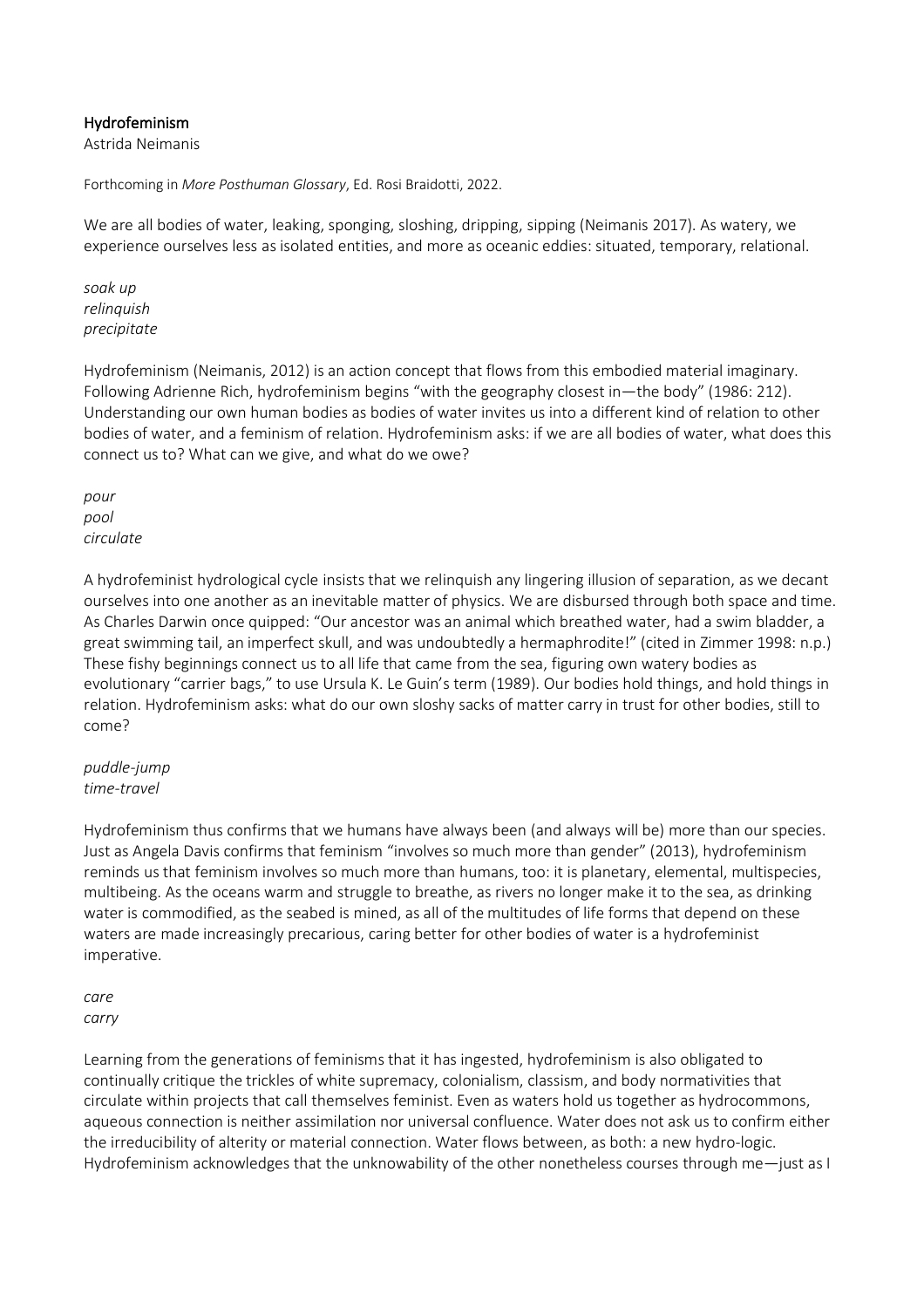# Hydrofeminism

Astrida Neimanis

Forthcoming in *More Posthuman Glossary*, Ed. Rosi Braidotti, 2022.

We are all bodies of water, leaking, sponging, sloshing, dripping, sipping (Neimanis 2017). As watery, we experience ourselves less as isolated entities, and more as oceanic eddies: situated, temporary, relational.

*soak up*
*relinquish*
*precipitate*

Hydrofeminism (Neimanis, 2012) is an action concept that flows from this embodied material imaginary. Following Adrienne Rich, hydrofeminism begins "with the geography closest in—the body" (1986: 212). Understanding our own human bodies as bodies of water invites us into a different kind of relation to other bodies of water, and a feminism of relation. Hydrofeminism asks: if we are all bodies of water, what does this connect us to? What can we give, and what do we owe?

*pour*
*pool*
*circulate*

A hydrofeminist hydrological cycle insists that we relinquish any lingering illusion of separation, as we decant ourselves into one another as an inevitable matter of physics. We are disbursed through both space and time. As Charles Darwin once quipped: "Our ancestor was an animal which breathed water, had a swim bladder, a great swimming tail, an imperfect skull, and was undoubtedly a hermaphrodite!" (cited in Zimmer 1998: n.p.) These fishy beginnings connect us to all life that came from the sea, figuring own watery bodies as evolutionary "carrier bags," to use Ursula K. Le Guin's term (1989). Our bodies hold things, and hold things in relation. Hydrofeminism asks: what do our own sloshy sacks of matter carry in trust for other bodies, still to come?

*puddle-jump*
*time-travel*

Hydrofeminism thus confirms that we humans have always been (and always will be) more than our species. Just as Angela Davis confirms that feminism "involves so much more than gender" (2013), hydrofeminism reminds us that feminism involves so much more than humans, too: it is planetary, elemental, multispecies, multibeing. As the oceans warm and struggle to breathe, as rivers no longer make it to the sea, as drinking water is commodified, as the seabed is mined, as all of the multitudes of life forms that depend on these waters are made increasingly precarious, caring better for other bodies of water is a hydrofeminist imperative.

*care*
*carry*

Learning from the generations of feminisms that it has ingested, hydrofeminism is also obligated to continually critique the trickles of white supremacy, colonialism, classism, and body normativities that circulate within projects that call themselves feminist. Even as waters hold us together as hydrocommons, aqueous connection is neither assimilation nor universal confluence. Water does not ask us to confirm either the irreducibility of alterity or material connection. Water flows between, as both: a new hydro-logic. Hydrofeminism acknowledges that the unknowability of the other nonetheless courses through me—just as I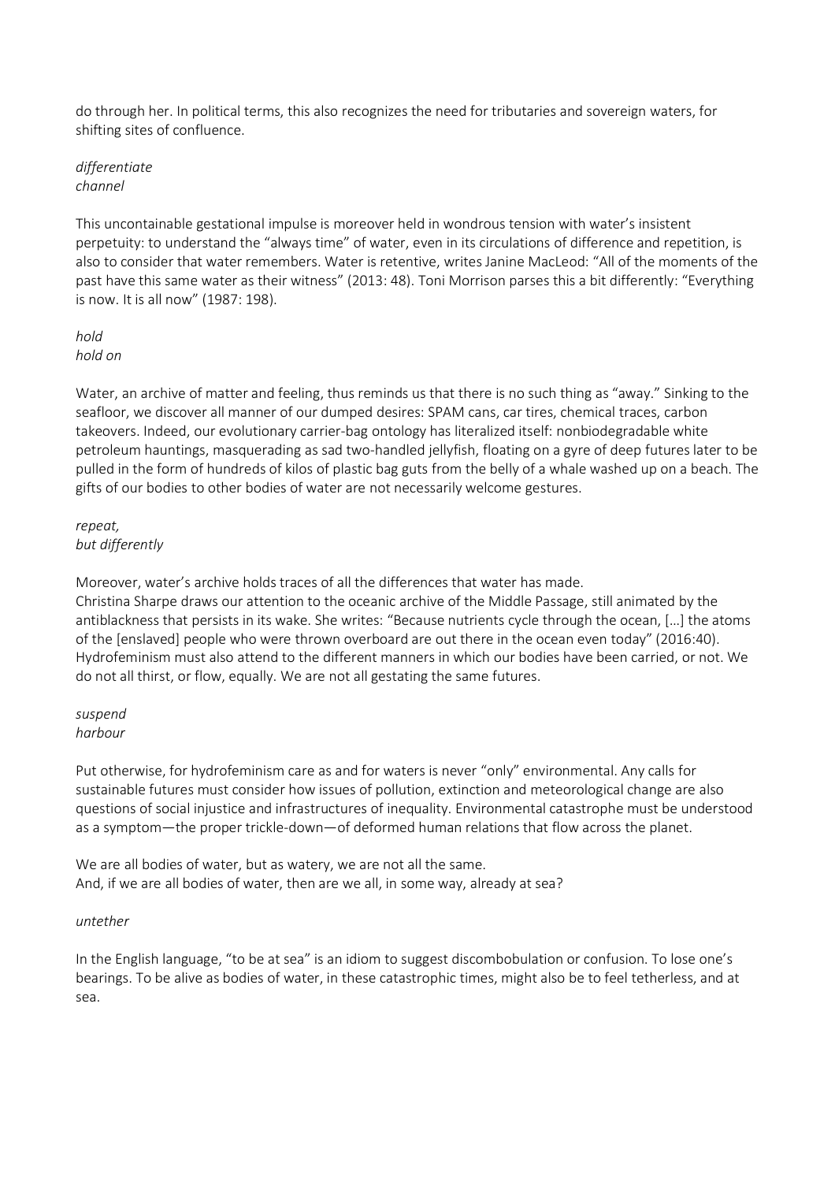do through her. In political terms, this also recognizes the need for tributaries and sovereign waters, for shifting sites of confluence.

*differentiate*
*channel*

This uncontainable gestational impulse is moreover held in wondrous tension with water's insistent perpetuity: to understand the "always time" of water, even in its circulations of difference and repetition, is also to consider that water remembers. Water is retentive, writes Janine MacLeod: "All of the moments of the past have this same water as their witness" (2013: 48). Toni Morrison parses this a bit differently: "Everything is now. It is all now" (1987: 198).

*hold*
*hold on*

Water, an archive of matter and feeling, thus reminds us that there is no such thing as "away." Sinking to the seafloor, we discover all manner of our dumped desires: SPAM cans, car tires, chemical traces, carbon takeovers. Indeed, our evolutionary carrier-bag ontology has literalized itself: nonbiodegradable white petroleum hauntings, masquerading as sad two-handled jellyfish, floating on a gyre of deep futures later to be pulled in the form of hundreds of kilos of plastic bag guts from the belly of a whale washed up on a beach. The gifts of our bodies to other bodies of water are not necessarily welcome gestures.

*repeat,*
*but differently*

Moreover, water's archive holds traces of all the differences that water has made.
Christina Sharpe draws our attention to the oceanic archive of the Middle Passage, still animated by the antiblackness that persists in its wake. She writes: "Because nutrients cycle through the ocean, […] the atoms of the [enslaved] people who were thrown overboard are out there in the ocean even today" (2016:40). Hydrofeminism must also attend to the different manners in which our bodies have been carried, or not. We do not all thirst, or flow, equally. We are not all gestating the same futures.

*suspend*
*harbour*

Put otherwise, for hydrofeminism care as and for waters is never "only" environmental. Any calls for sustainable futures must consider how issues of pollution, extinction and meteorological change are also questions of social injustice and infrastructures of inequality. Environmental catastrophe must be understood as a symptom—the proper trickle-down—of deformed human relations that flow across the planet.

We are all bodies of water, but as watery, we are not all the same.
And, if we are all bodies of water, then are we all, in some way, already at sea?

*untether*

In the English language, "to be at sea" is an idiom to suggest discombobulation or confusion. To lose one's bearings. To be alive as bodies of water, in these catastrophic times, might also be to feel tetherless, and at sea.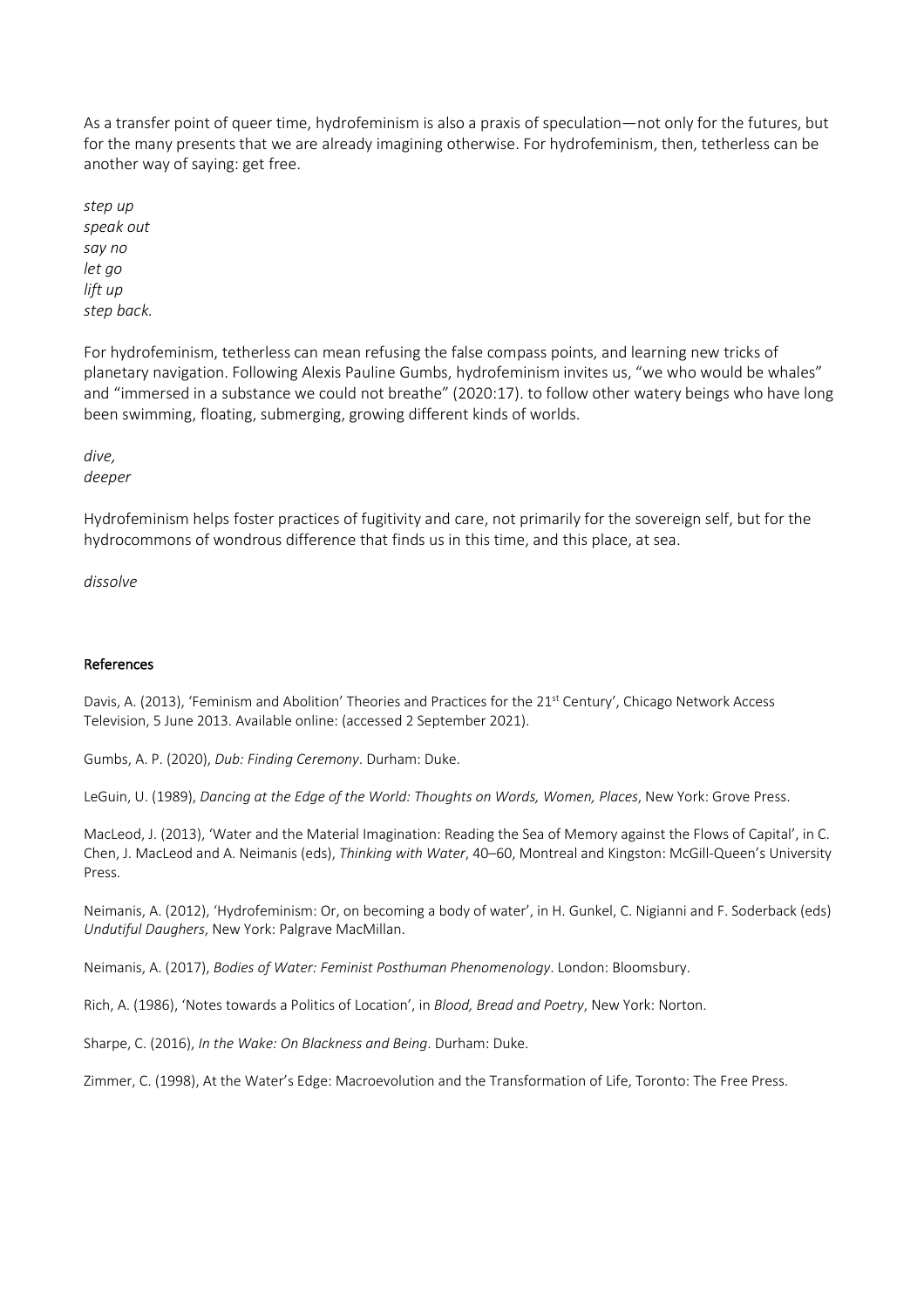As a transfer point of queer time, hydrofeminism is also a praxis of speculation—not only for the futures, but for the many presents that we are already imagining otherwise. For hydrofeminism, then, tetherless can be another way of saying: get free.

*step up*
*speak out*
*say no*
*let go*
*lift up*
*step back.*

For hydrofeminism, tetherless can mean refusing the false compass points, and learning new tricks of planetary navigation. Following Alexis Pauline Gumbs, hydrofeminism invites us, "we who would be whales" and "immersed in a substance we could not breathe" (2020:17). to follow other watery beings who have long been swimming, floating, submerging, growing different kinds of worlds.

*dive,*
*deeper*

Hydrofeminism helps foster practices of fugitivity and care, not primarily for the sovereign self, but for the hydrocommons of wondrous difference that finds us in this time, and this place, at sea.

*dissolve*

## References

Davis, A. (2013), 'Feminism and Abolition' Theories and Practices for the 21st Century', Chicago Network Access Television, 5 June 2013. Available online: (accessed 2 September 2021).

Gumbs, A. P. (2020), *Dub: Finding Ceremony*. Durham: Duke.

LeGuin, U. (1989), *Dancing at the Edge of the World: Thoughts on Words, Women, Places*, New York: Grove Press.

MacLeod, J. (2013), 'Water and the Material Imagination: Reading the Sea of Memory against the Flows of Capital', in C. Chen, J. MacLeod and A. Neimanis (eds), *Thinking with Water*, 40–60, Montreal and Kingston: McGill-Queen's University Press.

Neimanis, A. (2012), 'Hydrofeminism: Or, on becoming a body of water', in H. Gunkel, C. Nigianni and F. Soderback (eds) *Undutiful Daughters*, New York: Palgrave MacMillan.

Neimanis, A. (2017), *Bodies of Water: Feminist Posthuman Phenomenology*. London: Bloomsbury.

Rich, A. (1986), 'Notes towards a Politics of Location', in *Blood, Bread and Poetry*, New York: Norton.

Sharpe, C. (2016), *In the Wake: On Blackness and Being*. Durham: Duke.

Zimmer, C. (1998), At the Water's Edge: Macroevolution and the Transformation of Life, Toronto: The Free Press.